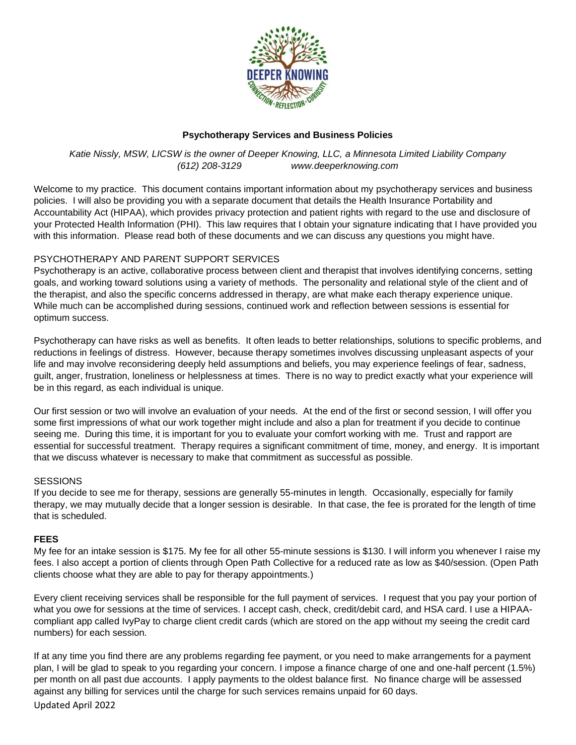**Psychotherapy Services and Business Policies**

*Katie Nissly, MSW, LICSW is the owner of Deeper Knowing, LLC, a Minnesota Limited Liability Company*
*(612) 208-3129 www.deeperknowing.com*

Welcome to my practice. This document contains important information about my psychotherapy services and business policies. I will also be providing you with a separate document that details the Health Insurance Portability and Accountability Act (HIPAA), which provides privacy protection and patient rights with regard to the use and disclosure of your Protected Health Information (PHI). This law requires that I obtain your signature indicating that I have provided you with this information. Please read both of these documents and we can discuss any questions you might have.

PSYCHOTHERAPY AND PARENT SUPPORT SERVICES

Psychotherapy is an active, collaborative process between client and therapist that involves identifying concerns, setting goals, and working toward solutions using a variety of methods. The personality and relational style of the client and of the therapist, and also the specific concerns addressed in therapy, are what make each therapy experience unique. While much can be accomplished during sessions, continued work and reflection between sessions is essential for optimum success.

Psychotherapy can have risks as well as benefits. It often leads to better relationships, solutions to specific problems, and reductions in feelings of distress. However, because therapy sometimes involves discussing unpleasant aspects of your life and may involve reconsidering deeply held assumptions and beliefs, you may experience feelings of fear, sadness, guilt, anger, frustration, loneliness or helplessness at times. There is no way to predict exactly what your experience will be in this regard, as each individual is unique.

Our first session or two will involve an evaluation of your needs. At the end of the first or second session, I will offer you some first impressions of what our work together might include and also a plan for treatment if you decide to continue seeing me. During this time, it is important for you to evaluate your comfort working with me. Trust and rapport are essential for successful treatment. Therapy requires a significant commitment of time, money, and energy. It is important that we discuss whatever is necessary to make that commitment as successful as possible.

SESSIONS

If you decide to see me for therapy, sessions are generally 55-minutes in length. Occasionally, especially for family therapy, we may mutually decide that a longer session is desirable. In that case, the fee is prorated for the length of time that is scheduled.

**FEES**

My fee for an intake session is $175. My fee for all other 55-minute sessions is $130. I will inform you whenever I raise my fees. I also accept a portion of clients through Open Path Collective for a reduced rate as low as $40/session. (Open Path clients choose what they are able to pay for therapy appointments.)

Every client receiving services shall be responsible for the full payment of services. I request that you pay your portion of what you owe for sessions at the time of services. I accept cash, check, credit/debit card, and HSA card. I use a HIPAA-compliant app called IvyPay to charge client credit cards (which are stored on the app without my seeing the credit card numbers) for each session.

If at any time you find there are any problems regarding fee payment, or you need to make arrangements for a payment plan, I will be glad to speak to you regarding your concern. I impose a finance charge of one and one-half percent (1.5%) per month on all past due accounts. I apply payments to the oldest balance first. No finance charge will be assessed against any billing for services until the charge for such services remains unpaid for 60 days.

Updated April 2022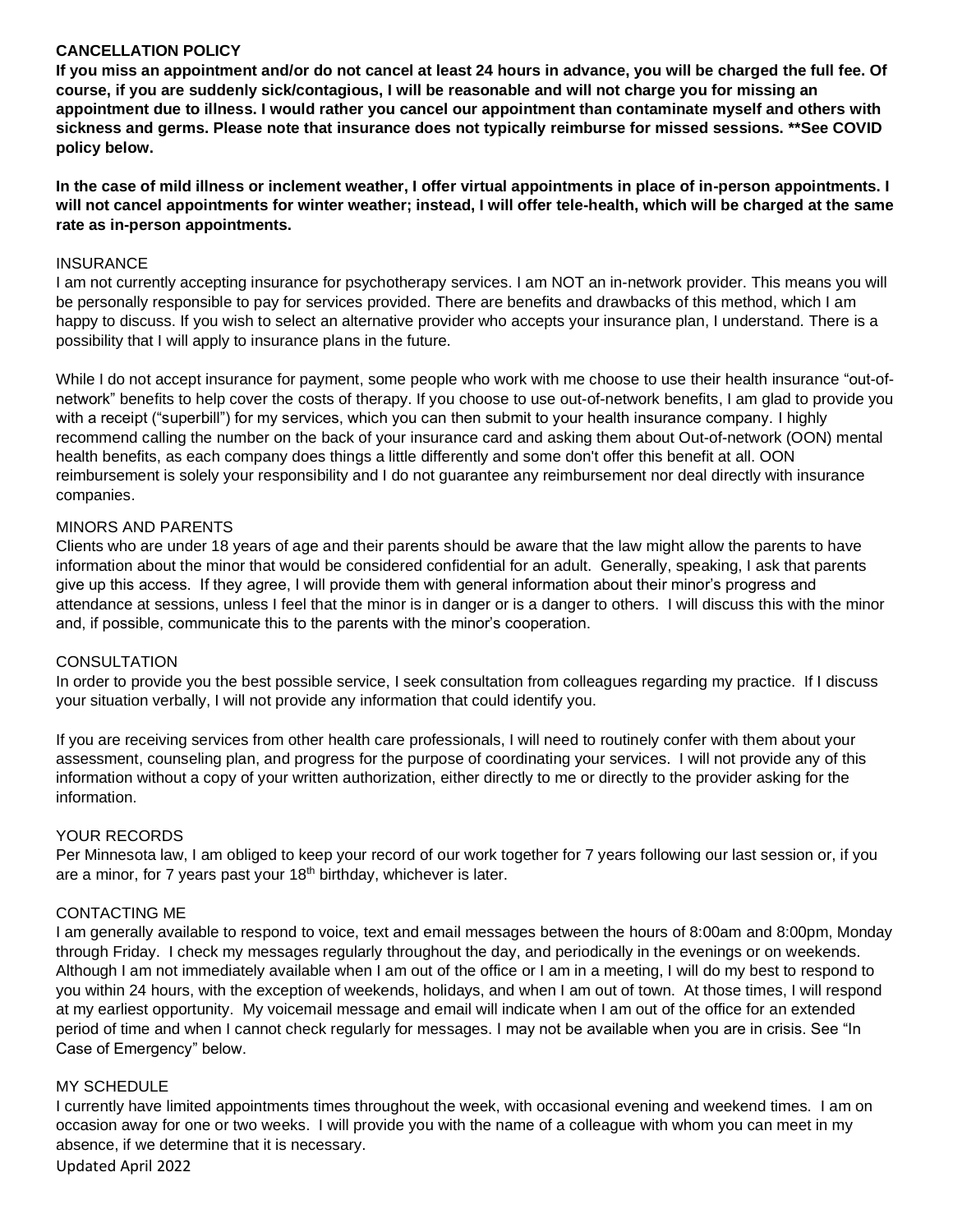## CANCELLATION POLICY

**If you miss an appointment and/or do not cancel at least 24 hours in advance, you will be charged the full fee. Of course, if you are suddenly sick/contagious, I will be reasonable and will not charge you for missing an appointment due to illness. I would rather you cancel our appointment than contaminate myself and others with sickness and germs. Please note that insurance does not typically reimburse for missed sessions. **See COVID policy below.**

**In the case of mild illness or inclement weather, I offer virtual appointments in place of in-person appointments. I will not cancel appointments for winter weather; instead, I will offer tele-health, which will be charged at the same rate as in-person appointments.**

## INSURANCE

I am not currently accepting insurance for psychotherapy services. I am NOT an in-network provider. This means you will be personally responsible to pay for services provided. There are benefits and drawbacks of this method, which I am happy to discuss. If you wish to select an alternative provider who accepts your insurance plan, I understand. There is a possibility that I will apply to insurance plans in the future.

While I do not accept insurance for payment, some people who work with me choose to use their health insurance "out-of-network" benefits to help cover the costs of therapy. If you choose to use out-of-network benefits, I am glad to provide you with a receipt ("superbill") for my services, which you can then submit to your health insurance company. I highly recommend calling the number on the back of your insurance card and asking them about Out-of-network (OON) mental health benefits, as each company does things a little differently and some don't offer this benefit at all. OON reimbursement is solely your responsibility and I do not guarantee any reimbursement nor deal directly with insurance companies.

## MINORS AND PARENTS

Clients who are under 18 years of age and their parents should be aware that the law might allow the parents to have information about the minor that would be considered confidential for an adult. Generally, speaking, I ask that parents give up this access. If they agree, I will provide them with general information about their minor's progress and attendance at sessions, unless I feel that the minor is in danger or is a danger to others. I will discuss this with the minor and, if possible, communicate this to the parents with the minor's cooperation.

## CONSULTATION

In order to provide you the best possible service, I seek consultation from colleagues regarding my practice. If I discuss your situation verbally, I will not provide any information that could identify you.

If you are receiving services from other health care professionals, I will need to routinely confer with them about your assessment, counseling plan, and progress for the purpose of coordinating your services. I will not provide any of this information without a copy of your written authorization, either directly to me or directly to the provider asking for the information.

## YOUR RECORDS

Per Minnesota law, I am obliged to keep your record of our work together for 7 years following our last session or, if you are a minor, for 7 years past your 18th birthday, whichever is later.

## CONTACTING ME

I am generally available to respond to voice, text and email messages between the hours of 8:00am and 8:00pm, Monday through Friday. I check my messages regularly throughout the day, and periodically in the evenings or on weekends. Although I am not immediately available when I am out of the office or I am in a meeting, I will do my best to respond to you within 24 hours, with the exception of weekends, holidays, and when I am out of town. At those times, I will respond at my earliest opportunity. My voicemail message and email will indicate when I am out of the office for an extended period of time and when I cannot check regularly for messages. I may not be available when you are in crisis. See "In Case of Emergency" below.

## MY SCHEDULE

I currently have limited appointments times throughout the week, with occasional evening and weekend times. I am on occasion away for one or two weeks. I will provide you with the name of a colleague with whom you can meet in my absence, if we determine that it is necessary.

Updated April 2022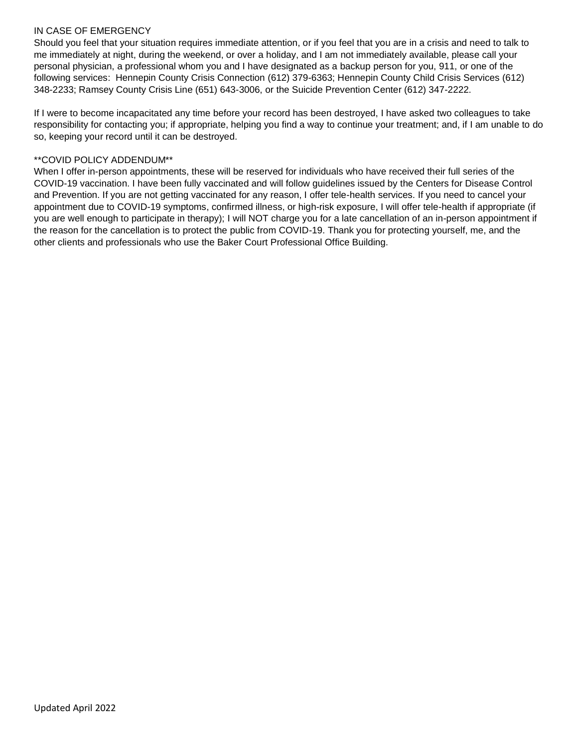IN CASE OF EMERGENCY

Should you feel that your situation requires immediate attention, or if you feel that you are in a crisis and need to talk to me immediately at night, during the weekend, or over a holiday, and I am not immediately available, please call your personal physician, a professional whom you and I have designated as a backup person for you, 911, or one of the following services: Hennepin County Crisis Connection (612) 379-6363; Hennepin County Child Crisis Services (612) 348-2233; Ramsey County Crisis Line (651) 643-3006, or the Suicide Prevention Center (612) 347-2222.

If I were to become incapacitated any time before your record has been destroyed, I have asked two colleagues to take responsibility for contacting you; if appropriate, helping you find a way to continue your treatment; and, if I am unable to do so, keeping your record until it can be destroyed.

**COVID POLICY ADDENDUM**

When I offer in-person appointments, these will be reserved for individuals who have received their full series of the COVID-19 vaccination. I have been fully vaccinated and will follow guidelines issued by the Centers for Disease Control and Prevention. If you are not getting vaccinated for any reason, I offer tele-health services. If you need to cancel your appointment due to COVID-19 symptoms, confirmed illness, or high-risk exposure, I will offer tele-health if appropriate (if you are well enough to participate in therapy); I will NOT charge you for a late cancellation of an in-person appointment if the reason for the cancellation is to protect the public from COVID-19. Thank you for protecting yourself, me, and the other clients and professionals who use the Baker Court Professional Office Building.

Updated April 2022